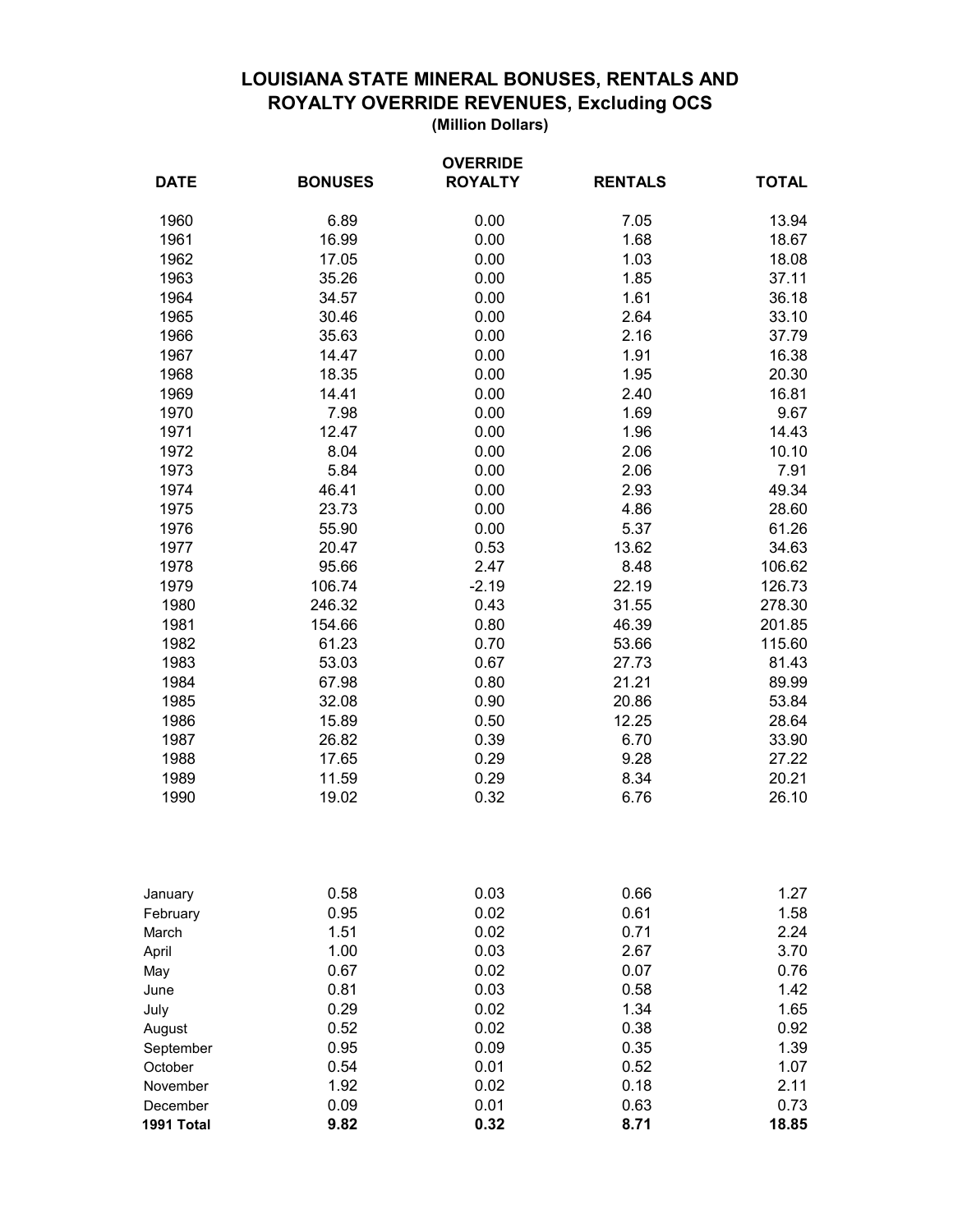# LOUISIANA STATE MINERAL BONUSES, RENTALS AND ROYALTY OVERRIDE REVENUES, Excluding OCS

**(Million Dollars)**

| DATE | BONUSES | OVERRIDE ROYALTY | RENTALS | TOTAL |
|---|---|---|---|---|
| 1960 | 6.89 | 0.00 | 7.05 | 13.94 |
| 1961 | 16.99 | 0.00 | 1.68 | 18.67 |
| 1962 | 17.05 | 0.00 | 1.03 | 18.08 |
| 1963 | 35.26 | 0.00 | 1.85 | 37.11 |
| 1964 | 34.57 | 0.00 | 1.61 | 36.18 |
| 1965 | 30.46 | 0.00 | 2.64 | 33.10 |
| 1966 | 35.63 | 0.00 | 2.16 | 37.79 |
| 1967 | 14.47 | 0.00 | 1.91 | 16.38 |
| 1968 | 18.35 | 0.00 | 1.95 | 20.30 |
| 1969 | 14.41 | 0.00 | 2.40 | 16.81 |
| 1970 | 7.98 | 0.00 | 1.69 | 9.67 |
| 1971 | 12.47 | 0.00 | 1.96 | 14.43 |
| 1972 | 8.04 | 0.00 | 2.06 | 10.10 |
| 1973 | 5.84 | 0.00 | 2.06 | 7.91 |
| 1974 | 46.41 | 0.00 | 2.93 | 49.34 |
| 1975 | 23.73 | 0.00 | 4.86 | 28.60 |
| 1976 | 55.90 | 0.00 | 5.37 | 61.26 |
| 1977 | 20.47 | 0.53 | 13.62 | 34.63 |
| 1978 | 95.66 | 2.47 | 8.48 | 106.62 |
| 1979 | 106.74 | -2.19 | 22.19 | 126.73 |
| 1980 | 246.32 | 0.43 | 31.55 | 278.30 |
| 1981 | 154.66 | 0.80 | 46.39 | 201.85 |
| 1982 | 61.23 | 0.70 | 53.66 | 115.60 |
| 1983 | 53.03 | 0.67 | 27.73 | 81.43 |
| 1984 | 67.98 | 0.80 | 21.21 | 89.99 |
| 1985 | 32.08 | 0.90 | 20.86 | 53.84 |
| 1986 | 15.89 | 0.50 | 12.25 | 28.64 |
| 1987 | 26.82 | 0.39 | 6.70 | 33.90 |
| 1988 | 17.65 | 0.29 | 9.28 | 27.22 |
| 1989 | 11.59 | 0.29 | 8.34 | 20.21 |
| 1990 | 19.02 | 0.32 | 6.76 | 26.10 |
| | | | | |
| January | 0.58 | 0.03 | 0.66 | 1.27 |
| February | 0.95 | 0.02 | 0.61 | 1.58 |
| March | 1.51 | 0.02 | 0.71 | 2.24 |
| April | 1.00 | 0.03 | 2.67 | 3.70 |
| May | 0.67 | 0.02 | 0.07 | 0.76 |
| June | 0.81 | 0.03 | 0.58 | 1.42 |
| July | 0.29 | 0.02 | 1.34 | 1.65 |
| August | 0.52 | 0.02 | 0.38 | 0.92 |
| September | 0.95 | 0.09 | 0.35 | 1.39 |
| October | 0.54 | 0.01 | 0.52 | 1.07 |
| November | 1.92 | 0.02 | 0.18 | 2.11 |
| December | 0.09 | 0.01 | 0.63 | 0.73 |
| **1991 Total** | **9.82** | **0.32** | **8.71** | **18.85** |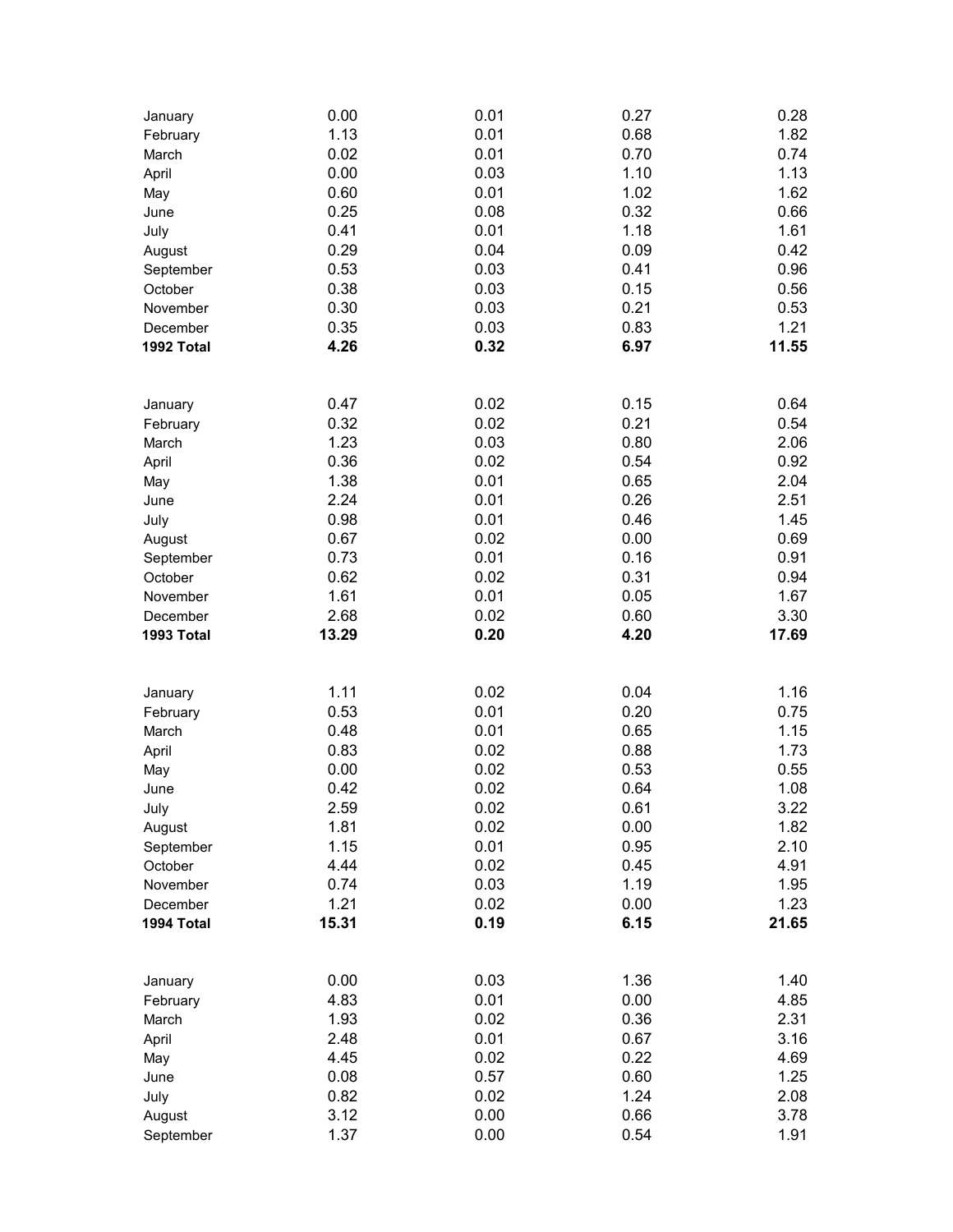| | | | | |
|---|---|---|---|---|
| January | 0.00 | 0.01 | 0.27 | 0.28 |
| February | 1.13 | 0.01 | 0.68 | 1.82 |
| March | 0.02 | 0.01 | 0.70 | 0.74 |
| April | 0.00 | 0.03 | 1.10 | 1.13 |
| May | 0.60 | 0.01 | 1.02 | 1.62 |
| June | 0.25 | 0.08 | 0.32 | 0.66 |
| July | 0.41 | 0.01 | 1.18 | 1.61 |
| August | 0.29 | 0.04 | 0.09 | 0.42 |
| September | 0.53 | 0.03 | 0.41 | 0.96 |
| October | 0.38 | 0.03 | 0.15 | 0.56 |
| November | 0.30 | 0.03 | 0.21 | 0.53 |
| December | 0.35 | 0.03 | 0.83 | 1.21 |
| **1992 Total** | **4.26** | **0.32** | **6.97** | **11.55** |
| | | | | |
| January | 0.47 | 0.02 | 0.15 | 0.64 |
| February | 0.32 | 0.02 | 0.21 | 0.54 |
| March | 1.23 | 0.03 | 0.80 | 2.06 |
| April | 0.36 | 0.02 | 0.54 | 0.92 |
| May | 1.38 | 0.01 | 0.65 | 2.04 |
| June | 2.24 | 0.01 | 0.26 | 2.51 |
| July | 0.98 | 0.01 | 0.46 | 1.45 |
| August | 0.67 | 0.02 | 0.00 | 0.69 |
| September | 0.73 | 0.01 | 0.16 | 0.91 |
| October | 0.62 | 0.02 | 0.31 | 0.94 |
| November | 1.61 | 0.01 | 0.05 | 1.67 |
| December | 2.68 | 0.02 | 0.60 | 3.30 |
| **1993 Total** | **13.29** | **0.20** | **4.20** | **17.69** |
| | | | | |
| January | 1.11 | 0.02 | 0.04 | 1.16 |
| February | 0.53 | 0.01 | 0.20 | 0.75 |
| March | 0.48 | 0.01 | 0.65 | 1.15 |
| April | 0.83 | 0.02 | 0.88 | 1.73 |
| May | 0.00 | 0.02 | 0.53 | 0.55 |
| June | 0.42 | 0.02 | 0.64 | 1.08 |
| July | 2.59 | 0.02 | 0.61 | 3.22 |
| August | 1.81 | 0.02 | 0.00 | 1.82 |
| September | 1.15 | 0.01 | 0.95 | 2.10 |
| October | 4.44 | 0.02 | 0.45 | 4.91 |
| November | 0.74 | 0.03 | 1.19 | 1.95 |
| December | 1.21 | 0.02 | 0.00 | 1.23 |
| **1994 Total** | **15.31** | **0.19** | **6.15** | **21.65** |
| | | | | |
| January | 0.00 | 0.03 | 1.36 | 1.40 |
| February | 4.83 | 0.01 | 0.00 | 4.85 |
| March | 1.93 | 0.02 | 0.36 | 2.31 |
| April | 2.48 | 0.01 | 0.67 | 3.16 |
| May | 4.45 | 0.02 | 0.22 | 4.69 |
| June | 0.08 | 0.57 | 0.60 | 1.25 |
| July | 0.82 | 0.02 | 1.24 | 2.08 |
| August | 3.12 | 0.00 | 0.66 | 3.78 |
| September | 1.37 | 0.00 | 0.54 | 1.91 |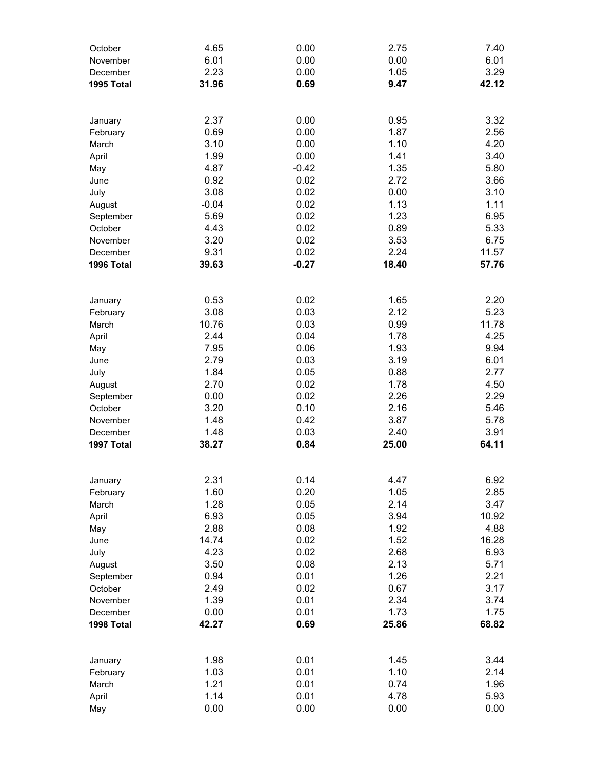| | | | | |
|---|---|---|---|---|
| October | 4.65 | 0.00 | 2.75 | 7.40 |
| November | 6.01 | 0.00 | 0.00 | 6.01 |
| December | 2.23 | 0.00 | 1.05 | 3.29 |
| **1995 Total** | **31.96** | **0.69** | **9.47** | **42.12** |
| | | | | |
| January | 2.37 | 0.00 | 0.95 | 3.32 |
| February | 0.69 | 0.00 | 1.87 | 2.56 |
| March | 3.10 | 0.00 | 1.10 | 4.20 |
| April | 1.99 | 0.00 | 1.41 | 3.40 |
| May | 4.87 | -0.42 | 1.35 | 5.80 |
| June | 0.92 | 0.02 | 2.72 | 3.66 |
| July | 3.08 | 0.02 | 0.00 | 3.10 |
| August | -0.04 | 0.02 | 1.13 | 1.11 |
| September | 5.69 | 0.02 | 1.23 | 6.95 |
| October | 4.43 | 0.02 | 0.89 | 5.33 |
| November | 3.20 | 0.02 | 3.53 | 6.75 |
| December | 9.31 | 0.02 | 2.24 | 11.57 |
| **1996 Total** | **39.63** | **-0.27** | **18.40** | **57.76** |
| | | | | |
| January | 0.53 | 0.02 | 1.65 | 2.20 |
| February | 3.08 | 0.03 | 2.12 | 5.23 |
| March | 10.76 | 0.03 | 0.99 | 11.78 |
| April | 2.44 | 0.04 | 1.78 | 4.25 |
| May | 7.95 | 0.06 | 1.93 | 9.94 |
| June | 2.79 | 0.03 | 3.19 | 6.01 |
| July | 1.84 | 0.05 | 0.88 | 2.77 |
| August | 2.70 | 0.02 | 1.78 | 4.50 |
| September | 0.00 | 0.02 | 2.26 | 2.29 |
| October | 3.20 | 0.10 | 2.16 | 5.46 |
| November | 1.48 | 0.42 | 3.87 | 5.78 |
| December | 1.48 | 0.03 | 2.40 | 3.91 |
| **1997 Total** | **38.27** | **0.84** | **25.00** | **64.11** |
| | | | | |
| January | 2.31 | 0.14 | 4.47 | 6.92 |
| February | 1.60 | 0.20 | 1.05 | 2.85 |
| March | 1.28 | 0.05 | 2.14 | 3.47 |
| April | 6.93 | 0.05 | 3.94 | 10.92 |
| May | 2.88 | 0.08 | 1.92 | 4.88 |
| June | 14.74 | 0.02 | 1.52 | 16.28 |
| July | 4.23 | 0.02 | 2.68 | 6.93 |
| August | 3.50 | 0.08 | 2.13 | 5.71 |
| September | 0.94 | 0.01 | 1.26 | 2.21 |
| October | 2.49 | 0.02 | 0.67 | 3.17 |
| November | 1.39 | 0.01 | 2.34 | 3.74 |
| December | 0.00 | 0.01 | 1.73 | 1.75 |
| **1998 Total** | **42.27** | **0.69** | **25.86** | **68.82** |
| | | | | |
| January | 1.98 | 0.01 | 1.45 | 3.44 |
| February | 1.03 | 0.01 | 1.10 | 2.14 |
| March | 1.21 | 0.01 | 0.74 | 1.96 |
| April | 1.14 | 0.01 | 4.78 | 5.93 |
| May | 0.00 | 0.00 | 0.00 | 0.00 |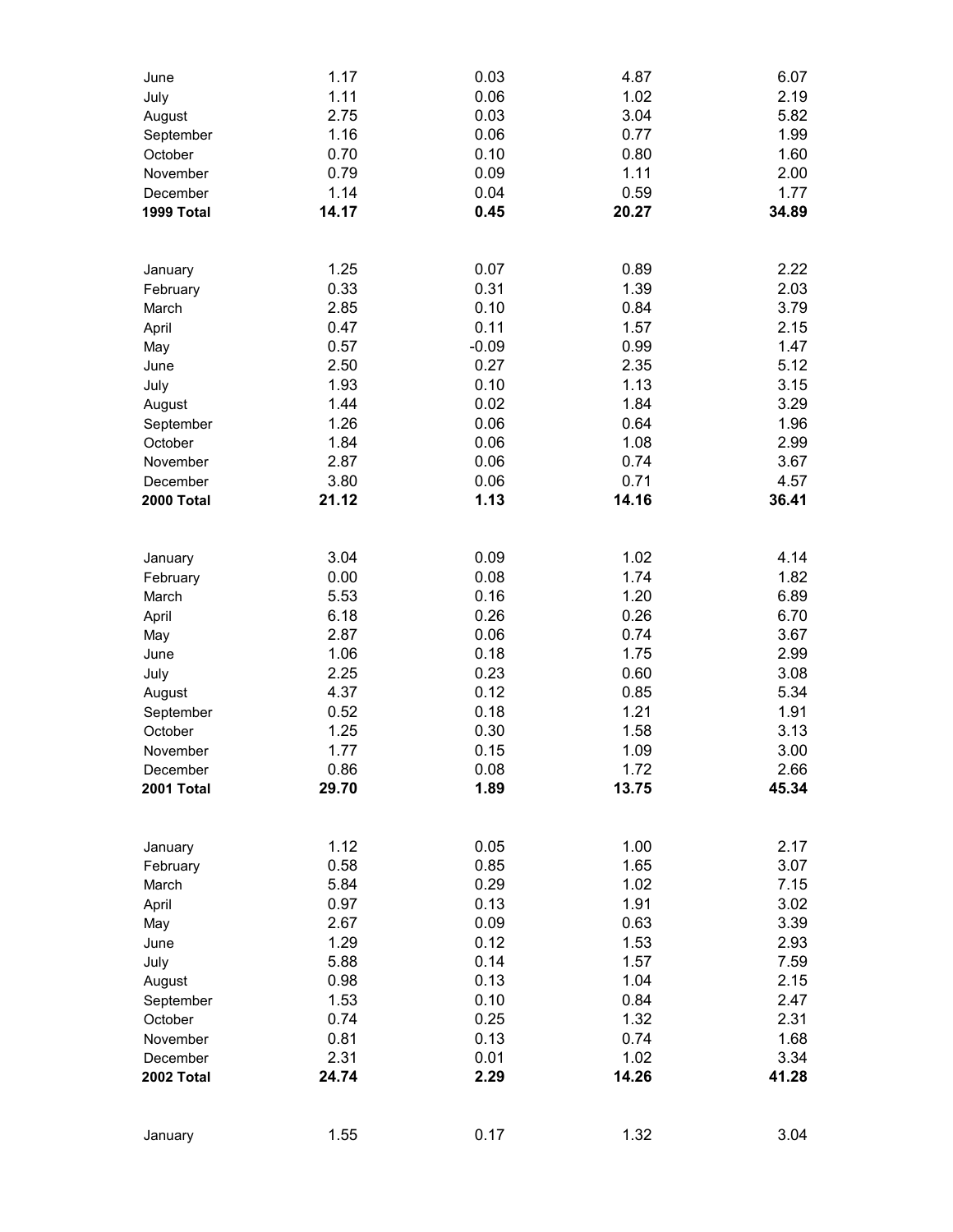| | | | | |
|---|---|---|---|---|
| June | 1.17 | 0.03 | 4.87 | 6.07 |
| July | 1.11 | 0.06 | 1.02 | 2.19 |
| August | 2.75 | 0.03 | 3.04 | 5.82 |
| September | 1.16 | 0.06 | 0.77 | 1.99 |
| October | 0.70 | 0.10 | 0.80 | 1.60 |
| November | 0.79 | 0.09 | 1.11 | 2.00 |
| December | 1.14 | 0.04 | 0.59 | 1.77 |
| **1999 Total** | **14.17** | **0.45** | **20.27** | **34.89** |
| | | | | |
| January | 1.25 | 0.07 | 0.89 | 2.22 |
| February | 0.33 | 0.31 | 1.39 | 2.03 |
| March | 2.85 | 0.10 | 0.84 | 3.79 |
| April | 0.47 | 0.11 | 1.57 | 2.15 |
| May | 0.57 | -0.09 | 0.99 | 1.47 |
| June | 2.50 | 0.27 | 2.35 | 5.12 |
| July | 1.93 | 0.10 | 1.13 | 3.15 |
| August | 1.44 | 0.02 | 1.84 | 3.29 |
| September | 1.26 | 0.06 | 0.64 | 1.96 |
| October | 1.84 | 0.06 | 1.08 | 2.99 |
| November | 2.87 | 0.06 | 0.74 | 3.67 |
| December | 3.80 | 0.06 | 0.71 | 4.57 |
| **2000 Total** | **21.12** | **1.13** | **14.16** | **36.41** |
| | | | | |
| January | 3.04 | 0.09 | 1.02 | 4.14 |
| February | 0.00 | 0.08 | 1.74 | 1.82 |
| March | 5.53 | 0.16 | 1.20 | 6.89 |
| April | 6.18 | 0.26 | 0.26 | 6.70 |
| May | 2.87 | 0.06 | 0.74 | 3.67 |
| June | 1.06 | 0.18 | 1.75 | 2.99 |
| July | 2.25 | 0.23 | 0.60 | 3.08 |
| August | 4.37 | 0.12 | 0.85 | 5.34 |
| September | 0.52 | 0.18 | 1.21 | 1.91 |
| October | 1.25 | 0.30 | 1.58 | 3.13 |
| November | 1.77 | 0.15 | 1.09 | 3.00 |
| December | 0.86 | 0.08 | 1.72 | 2.66 |
| **2001 Total** | **29.70** | **1.89** | **13.75** | **45.34** |
| | | | | |
| January | 1.12 | 0.05 | 1.00 | 2.17 |
| February | 0.58 | 0.85 | 1.65 | 3.07 |
| March | 5.84 | 0.29 | 1.02 | 7.15 |
| April | 0.97 | 0.13 | 1.91 | 3.02 |
| May | 2.67 | 0.09 | 0.63 | 3.39 |
| June | 1.29 | 0.12 | 1.53 | 2.93 |
| July | 5.88 | 0.14 | 1.57 | 7.59 |
| August | 0.98 | 0.13 | 1.04 | 2.15 |
| September | 1.53 | 0.10 | 0.84 | 2.47 |
| October | 0.74 | 0.25 | 1.32 | 2.31 |
| November | 0.81 | 0.13 | 0.74 | 1.68 |
| December | 2.31 | 0.01 | 1.02 | 3.34 |
| **2002 Total** | **24.74** | **2.29** | **14.26** | **41.28** |
| | | | | |
| January | 1.55 | 0.17 | 1.32 | 3.04 |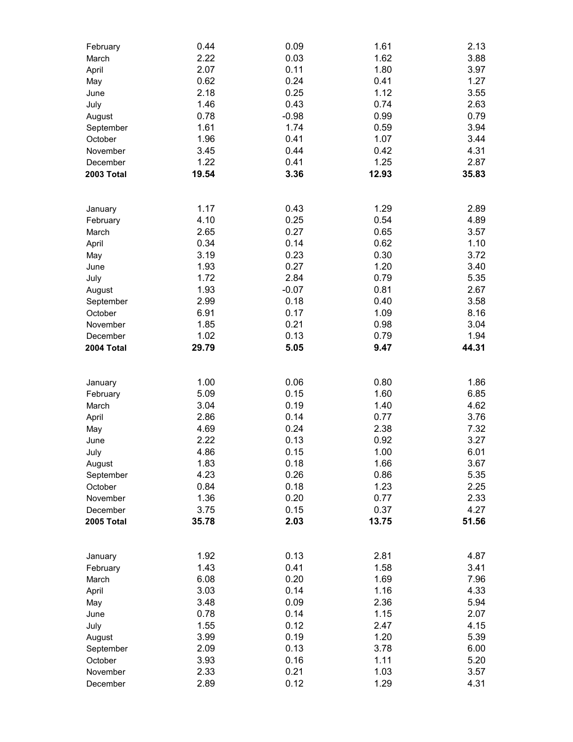|  |  |  |  |  |
|---|---|---|---|---|
| February | 0.44 | 0.09 | 1.61 | 2.13 |
| March | 2.22 | 0.03 | 1.62 | 3.88 |
| April | 2.07 | 0.11 | 1.80 | 3.97 |
| May | 0.62 | 0.24 | 0.41 | 1.27 |
| June | 2.18 | 0.25 | 1.12 | 3.55 |
| July | 1.46 | 0.43 | 0.74 | 2.63 |
| August | 0.78 | -0.98 | 0.99 | 0.79 |
| September | 1.61 | 1.74 | 0.59 | 3.94 |
| October | 1.96 | 0.41 | 1.07 | 3.44 |
| November | 3.45 | 0.44 | 0.42 | 4.31 |
| December | 1.22 | 0.41 | 1.25 | 2.87 |
| **2003 Total** | **19.54** | **3.36** | **12.93** | **35.83** |
|  |  |  |  |  |
| January | 1.17 | 0.43 | 1.29 | 2.89 |
| February | 4.10 | 0.25 | 0.54 | 4.89 |
| March | 2.65 | 0.27 | 0.65 | 3.57 |
| April | 0.34 | 0.14 | 0.62 | 1.10 |
| May | 3.19 | 0.23 | 0.30 | 3.72 |
| June | 1.93 | 0.27 | 1.20 | 3.40 |
| July | 1.72 | 2.84 | 0.79 | 5.35 |
| August | 1.93 | -0.07 | 0.81 | 2.67 |
| September | 2.99 | 0.18 | 0.40 | 3.58 |
| October | 6.91 | 0.17 | 1.09 | 8.16 |
| November | 1.85 | 0.21 | 0.98 | 3.04 |
| December | 1.02 | 0.13 | 0.79 | 1.94 |
| **2004 Total** | **29.79** | **5.05** | **9.47** | **44.31** |
|  |  |  |  |  |
| January | 1.00 | 0.06 | 0.80 | 1.86 |
| February | 5.09 | 0.15 | 1.60 | 6.85 |
| March | 3.04 | 0.19 | 1.40 | 4.62 |
| April | 2.86 | 0.14 | 0.77 | 3.76 |
| May | 4.69 | 0.24 | 2.38 | 7.32 |
| June | 2.22 | 0.13 | 0.92 | 3.27 |
| July | 4.86 | 0.15 | 1.00 | 6.01 |
| August | 1.83 | 0.18 | 1.66 | 3.67 |
| September | 4.23 | 0.26 | 0.86 | 5.35 |
| October | 0.84 | 0.18 | 1.23 | 2.25 |
| November | 1.36 | 0.20 | 0.77 | 2.33 |
| December | 3.75 | 0.15 | 0.37 | 4.27 |
| **2005 Total** | **35.78** | **2.03** | **13.75** | **51.56** |
|  |  |  |  |  |
| January | 1.92 | 0.13 | 2.81 | 4.87 |
| February | 1.43 | 0.41 | 1.58 | 3.41 |
| March | 6.08 | 0.20 | 1.69 | 7.96 |
| April | 3.03 | 0.14 | 1.16 | 4.33 |
| May | 3.48 | 0.09 | 2.36 | 5.94 |
| June | 0.78 | 0.14 | 1.15 | 2.07 |
| July | 1.55 | 0.12 | 2.47 | 4.15 |
| August | 3.99 | 0.19 | 1.20 | 5.39 |
| September | 2.09 | 0.13 | 3.78 | 6.00 |
| October | 3.93 | 0.16 | 1.11 | 5.20 |
| November | 2.33 | 0.21 | 1.03 | 3.57 |
| December | 2.89 | 0.12 | 1.29 | 4.31 |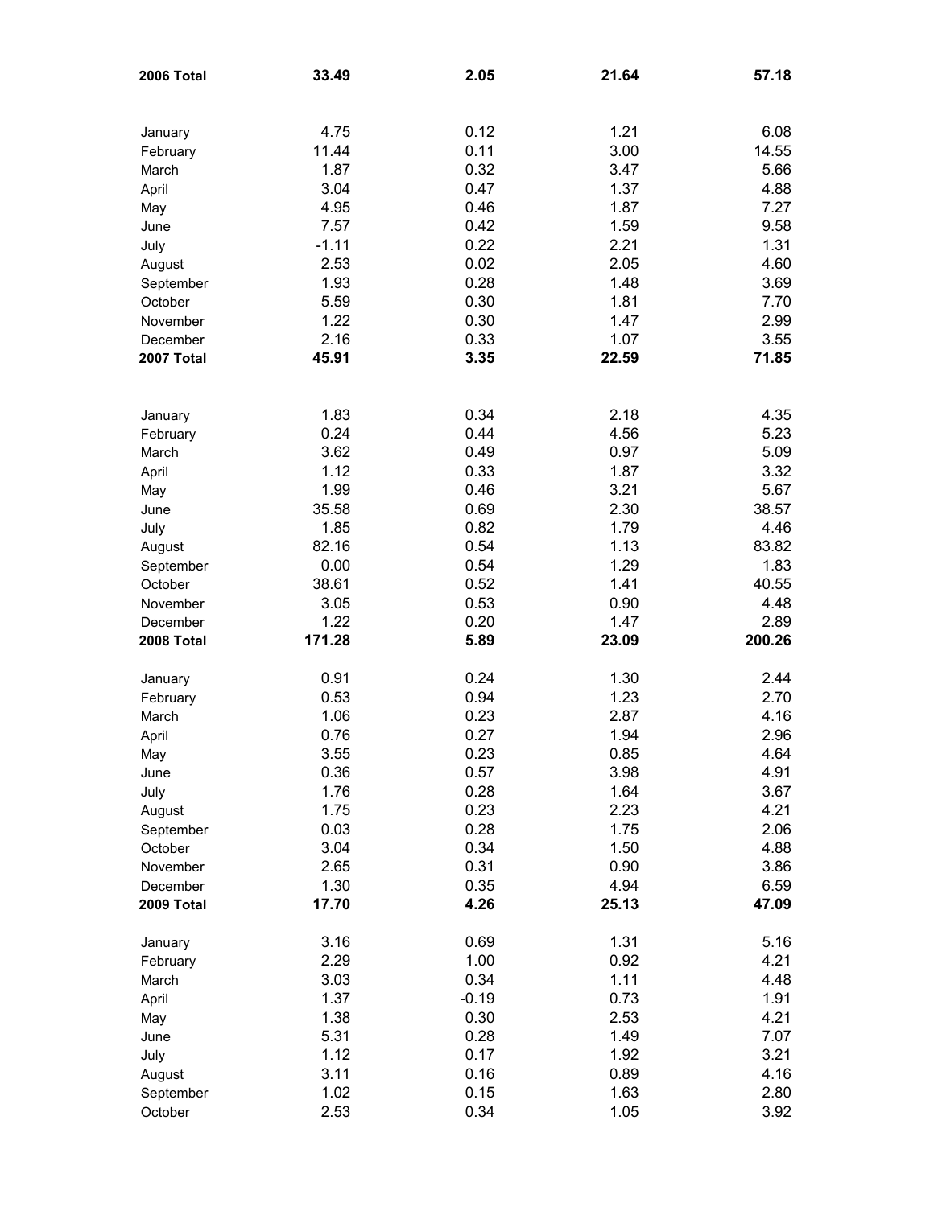| **2006 Total** | **33.49** | **2.05** | **21.64** | **57.18** |
|---|---|---|---|---|
| | | | | |
| January | 4.75 | 0.12 | 1.21 | 6.08 |
| February | 11.44 | 0.11 | 3.00 | 14.55 |
| March | 1.87 | 0.32 | 3.47 | 5.66 |
| April | 3.04 | 0.47 | 1.37 | 4.88 |
| May | 4.95 | 0.46 | 1.87 | 7.27 |
| June | 7.57 | 0.42 | 1.59 | 9.58 |
| July | -1.11 | 0.22 | 2.21 | 1.31 |
| August | 2.53 | 0.02 | 2.05 | 4.60 |
| September | 1.93 | 0.28 | 1.48 | 3.69 |
| October | 5.59 | 0.30 | 1.81 | 7.70 |
| November | 1.22 | 0.30 | 1.47 | 2.99 |
| December | 2.16 | 0.33 | 1.07 | 3.55 |
| **2007 Total** | **45.91** | **3.35** | **22.59** | **71.85** |
| | | | | |
| January | 1.83 | 0.34 | 2.18 | 4.35 |
| February | 0.24 | 0.44 | 4.56 | 5.23 |
| March | 3.62 | 0.49 | 0.97 | 5.09 |
| April | 1.12 | 0.33 | 1.87 | 3.32 |
| May | 1.99 | 0.46 | 3.21 | 5.67 |
| June | 35.58 | 0.69 | 2.30 | 38.57 |
| July | 1.85 | 0.82 | 1.79 | 4.46 |
| August | 82.16 | 0.54 | 1.13 | 83.82 |
| September | 0.00 | 0.54 | 1.29 | 1.83 |
| October | 38.61 | 0.52 | 1.41 | 40.55 |
| November | 3.05 | 0.53 | 0.90 | 4.48 |
| December | 1.22 | 0.20 | 1.47 | 2.89 |
| **2008 Total** | **171.28** | **5.89** | **23.09** | **200.26** |
| | | | | |
| January | 0.91 | 0.24 | 1.30 | 2.44 |
| February | 0.53 | 0.94 | 1.23 | 2.70 |
| March | 1.06 | 0.23 | 2.87 | 4.16 |
| April | 0.76 | 0.27 | 1.94 | 2.96 |
| May | 3.55 | 0.23 | 0.85 | 4.64 |
| June | 0.36 | 0.57 | 3.98 | 4.91 |
| July | 1.76 | 0.28 | 1.64 | 3.67 |
| August | 1.75 | 0.23 | 2.23 | 4.21 |
| September | 0.03 | 0.28 | 1.75 | 2.06 |
| October | 3.04 | 0.34 | 1.50 | 4.88 |
| November | 2.65 | 0.31 | 0.90 | 3.86 |
| December | 1.30 | 0.35 | 4.94 | 6.59 |
| **2009 Total** | **17.70** | **4.26** | **25.13** | **47.09** |
| | | | | |
| January | 3.16 | 0.69 | 1.31 | 5.16 |
| February | 2.29 | 1.00 | 0.92 | 4.21 |
| March | 3.03 | 0.34 | 1.11 | 4.48 |
| April | 1.37 | -0.19 | 0.73 | 1.91 |
| May | 1.38 | 0.30 | 2.53 | 4.21 |
| June | 5.31 | 0.28 | 1.49 | 7.07 |
| July | 1.12 | 0.17 | 1.92 | 3.21 |
| August | 3.11 | 0.16 | 0.89 | 4.16 |
| September | 1.02 | 0.15 | 1.63 | 2.80 |
| October | 2.53 | 0.34 | 1.05 | 3.92 |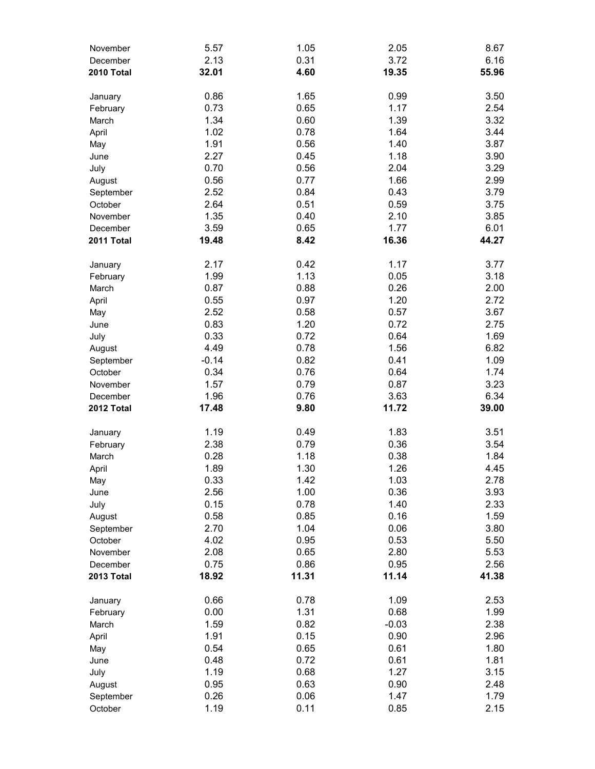| | | | | |
|---|---|---|---|---|
| November | 5.57 | 1.05 | 2.05 | 8.67 |
| December | 2.13 | 0.31 | 3.72 | 6.16 |
| **2010 Total** | **32.01** | **4.60** | **19.35** | **55.96** |
| | | | | |
| January | 0.86 | 1.65 | 0.99 | 3.50 |
| February | 0.73 | 0.65 | 1.17 | 2.54 |
| March | 1.34 | 0.60 | 1.39 | 3.32 |
| April | 1.02 | 0.78 | 1.64 | 3.44 |
| May | 1.91 | 0.56 | 1.40 | 3.87 |
| June | 2.27 | 0.45 | 1.18 | 3.90 |
| July | 0.70 | 0.56 | 2.04 | 3.29 |
| August | 0.56 | 0.77 | 1.66 | 2.99 |
| September | 2.52 | 0.84 | 0.43 | 3.79 |
| October | 2.64 | 0.51 | 0.59 | 3.75 |
| November | 1.35 | 0.40 | 2.10 | 3.85 |
| December | 3.59 | 0.65 | 1.77 | 6.01 |
| **2011 Total** | **19.48** | **8.42** | **16.36** | **44.27** |
| | | | | |
| January | 2.17 | 0.42 | 1.17 | 3.77 |
| February | 1.99 | 1.13 | 0.05 | 3.18 |
| March | 0.87 | 0.88 | 0.26 | 2.00 |
| April | 0.55 | 0.97 | 1.20 | 2.72 |
| May | 2.52 | 0.58 | 0.57 | 3.67 |
| June | 0.83 | 1.20 | 0.72 | 2.75 |
| July | 0.33 | 0.72 | 0.64 | 1.69 |
| August | 4.49 | 0.78 | 1.56 | 6.82 |
| September | -0.14 | 0.82 | 0.41 | 1.09 |
| October | 0.34 | 0.76 | 0.64 | 1.74 |
| November | 1.57 | 0.79 | 0.87 | 3.23 |
| December | 1.96 | 0.76 | 3.63 | 6.34 |
| **2012 Total** | **17.48** | **9.80** | **11.72** | **39.00** |
| | | | | |
| January | 1.19 | 0.49 | 1.83 | 3.51 |
| February | 2.38 | 0.79 | 0.36 | 3.54 |
| March | 0.28 | 1.18 | 0.38 | 1.84 |
| April | 1.89 | 1.30 | 1.26 | 4.45 |
| May | 0.33 | 1.42 | 1.03 | 2.78 |
| June | 2.56 | 1.00 | 0.36 | 3.93 |
| July | 0.15 | 0.78 | 1.40 | 2.33 |
| August | 0.58 | 0.85 | 0.16 | 1.59 |
| September | 2.70 | 1.04 | 0.06 | 3.80 |
| October | 4.02 | 0.95 | 0.53 | 5.50 |
| November | 2.08 | 0.65 | 2.80 | 5.53 |
| December | 0.75 | 0.86 | 0.95 | 2.56 |
| **2013 Total** | **18.92** | **11.31** | **11.14** | **41.38** |
| | | | | |
| January | 0.66 | 0.78 | 1.09 | 2.53 |
| February | 0.00 | 1.31 | 0.68 | 1.99 |
| March | 1.59 | 0.82 | -0.03 | 2.38 |
| April | 1.91 | 0.15 | 0.90 | 2.96 |
| May | 0.54 | 0.65 | 0.61 | 1.80 |
| June | 0.48 | 0.72 | 0.61 | 1.81 |
| July | 1.19 | 0.68 | 1.27 | 3.15 |
| August | 0.95 | 0.63 | 0.90 | 2.48 |
| September | 0.26 | 0.06 | 1.47 | 1.79 |
| October | 1.19 | 0.11 | 0.85 | 2.15 |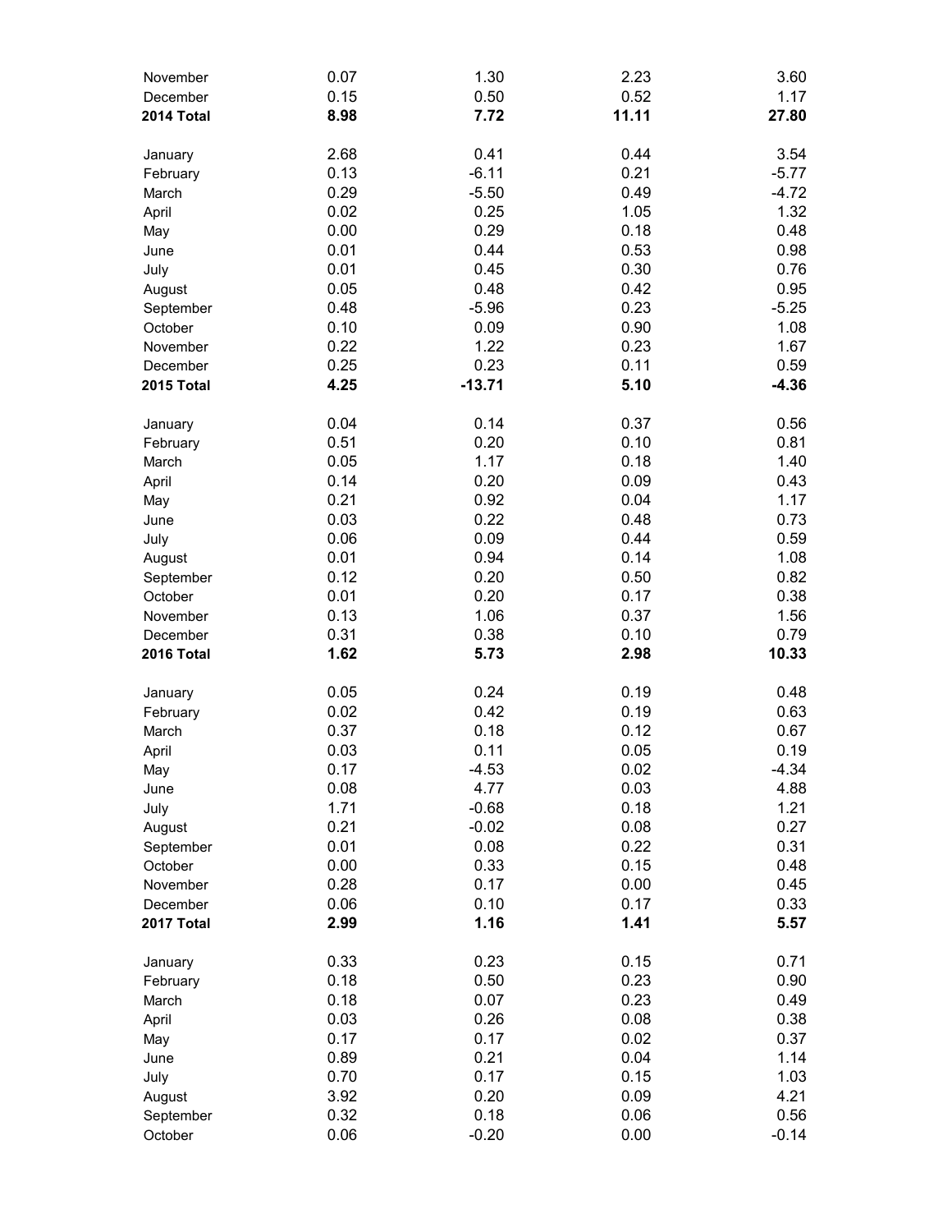| | | | | |
|---|---|---|---|---|
| November | 0.07 | 1.30 | 2.23 | 3.60 |
| December | 0.15 | 0.50 | 0.52 | 1.17 |
| **2014 Total** | **8.98** | **7.72** | **11.11** | **27.80** |
| | | | | |
| January | 2.68 | 0.41 | 0.44 | 3.54 |
| February | 0.13 | -6.11 | 0.21 | -5.77 |
| March | 0.29 | -5.50 | 0.49 | -4.72 |
| April | 0.02 | 0.25 | 1.05 | 1.32 |
| May | 0.00 | 0.29 | 0.18 | 0.48 |
| June | 0.01 | 0.44 | 0.53 | 0.98 |
| July | 0.01 | 0.45 | 0.30 | 0.76 |
| August | 0.05 | 0.48 | 0.42 | 0.95 |
| September | 0.48 | -5.96 | 0.23 | -5.25 |
| October | 0.10 | 0.09 | 0.90 | 1.08 |
| November | 0.22 | 1.22 | 0.23 | 1.67 |
| December | 0.25 | 0.23 | 0.11 | 0.59 |
| **2015 Total** | **4.25** | **-13.71** | **5.10** | **-4.36** |
| | | | | |
| January | 0.04 | 0.14 | 0.37 | 0.56 |
| February | 0.51 | 0.20 | 0.10 | 0.81 |
| March | 0.05 | 1.17 | 0.18 | 1.40 |
| April | 0.14 | 0.20 | 0.09 | 0.43 |
| May | 0.21 | 0.92 | 0.04 | 1.17 |
| June | 0.03 | 0.22 | 0.48 | 0.73 |
| July | 0.06 | 0.09 | 0.44 | 0.59 |
| August | 0.01 | 0.94 | 0.14 | 1.08 |
| September | 0.12 | 0.20 | 0.50 | 0.82 |
| October | 0.01 | 0.20 | 0.17 | 0.38 |
| November | 0.13 | 1.06 | 0.37 | 1.56 |
| December | 0.31 | 0.38 | 0.10 | 0.79 |
| **2016 Total** | **1.62** | **5.73** | **2.98** | **10.33** |
| | | | | |
| January | 0.05 | 0.24 | 0.19 | 0.48 |
| February | 0.02 | 0.42 | 0.19 | 0.63 |
| March | 0.37 | 0.18 | 0.12 | 0.67 |
| April | 0.03 | 0.11 | 0.05 | 0.19 |
| May | 0.17 | -4.53 | 0.02 | -4.34 |
| June | 0.08 | 4.77 | 0.03 | 4.88 |
| July | 1.71 | -0.68 | 0.18 | 1.21 |
| August | 0.21 | -0.02 | 0.08 | 0.27 |
| September | 0.01 | 0.08 | 0.22 | 0.31 |
| October | 0.00 | 0.33 | 0.15 | 0.48 |
| November | 0.28 | 0.17 | 0.00 | 0.45 |
| December | 0.06 | 0.10 | 0.17 | 0.33 |
| **2017 Total** | **2.99** | **1.16** | **1.41** | **5.57** |
| | | | | |
| January | 0.33 | 0.23 | 0.15 | 0.71 |
| February | 0.18 | 0.50 | 0.23 | 0.90 |
| March | 0.18 | 0.07 | 0.23 | 0.49 |
| April | 0.03 | 0.26 | 0.08 | 0.38 |
| May | 0.17 | 0.17 | 0.02 | 0.37 |
| June | 0.89 | 0.21 | 0.04 | 1.14 |
| July | 0.70 | 0.17 | 0.15 | 1.03 |
| August | 3.92 | 0.20 | 0.09 | 4.21 |
| September | 0.32 | 0.18 | 0.06 | 0.56 |
| October | 0.06 | -0.20 | 0.00 | -0.14 |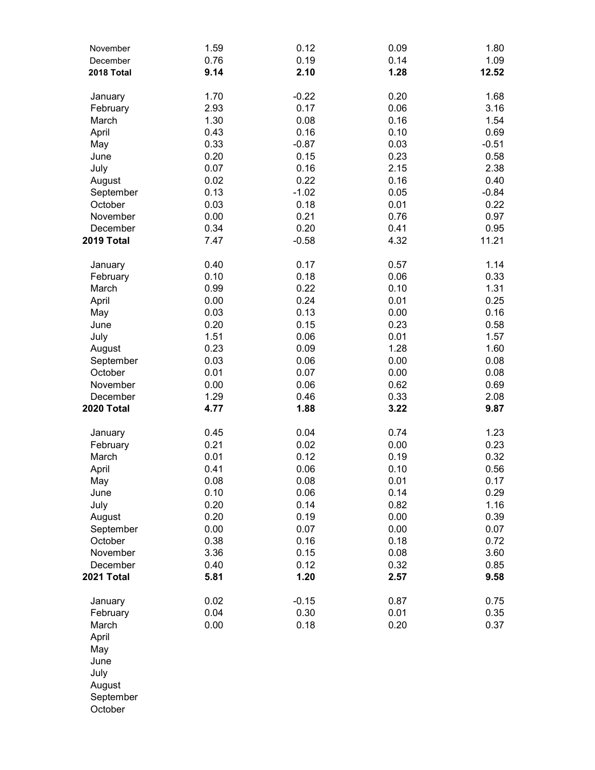| | | | | |
|---|---|---|---|---|
| November | 1.59 | 0.12 | 0.09 | 1.80 |
| December | 0.76 | 0.19 | 0.14 | 1.09 |
| **2018 Total** | **9.14** | **2.10** | **1.28** | **12.52** |
| | | | | |
| January | 1.70 | -0.22 | 0.20 | 1.68 |
| February | 2.93 | 0.17 | 0.06 | 3.16 |
| March | 1.30 | 0.08 | 0.16 | 1.54 |
| April | 0.43 | 0.16 | 0.10 | 0.69 |
| May | 0.33 | -0.87 | 0.03 | -0.51 |
| June | 0.20 | 0.15 | 0.23 | 0.58 |
| July | 0.07 | 0.16 | 2.15 | 2.38 |
| August | 0.02 | 0.22 | 0.16 | 0.40 |
| September | 0.13 | -1.02 | 0.05 | -0.84 |
| October | 0.03 | 0.18 | 0.01 | 0.22 |
| November | 0.00 | 0.21 | 0.76 | 0.97 |
| December | 0.34 | 0.20 | 0.41 | 0.95 |
| **2019 Total** | 7.47 | -0.58 | 4.32 | 11.21 |
| | | | | |
| January | 0.40 | 0.17 | 0.57 | 1.14 |
| February | 0.10 | 0.18 | 0.06 | 0.33 |
| March | 0.99 | 0.22 | 0.10 | 1.31 |
| April | 0.00 | 0.24 | 0.01 | 0.25 |
| May | 0.03 | 0.13 | 0.00 | 0.16 |
| June | 0.20 | 0.15 | 0.23 | 0.58 |
| July | 1.51 | 0.06 | 0.01 | 1.57 |
| August | 0.23 | 0.09 | 1.28 | 1.60 |
| September | 0.03 | 0.06 | 0.00 | 0.08 |
| October | 0.01 | 0.07 | 0.00 | 0.08 |
| November | 0.00 | 0.06 | 0.62 | 0.69 |
| December | 1.29 | 0.46 | 0.33 | 2.08 |
| **2020 Total** | **4.77** | **1.88** | **3.22** | **9.87** |
| | | | | |
| January | 0.45 | 0.04 | 0.74 | 1.23 |
| February | 0.21 | 0.02 | 0.00 | 0.23 |
| March | 0.01 | 0.12 | 0.19 | 0.32 |
| April | 0.41 | 0.06 | 0.10 | 0.56 |
| May | 0.08 | 0.08 | 0.01 | 0.17 |
| June | 0.10 | 0.06 | 0.14 | 0.29 |
| July | 0.20 | 0.14 | 0.82 | 1.16 |
| August | 0.20 | 0.19 | 0.00 | 0.39 |
| September | 0.00 | 0.07 | 0.00 | 0.07 |
| October | 0.38 | 0.16 | 0.18 | 0.72 |
| November | 3.36 | 0.15 | 0.08 | 3.60 |
| December | 0.40 | 0.12 | 0.32 | 0.85 |
| **2021 Total** | **5.81** | **1.20** | **2.57** | **9.58** |
| | | | | |
| January | 0.02 | -0.15 | 0.87 | 0.75 |
| February | 0.04 | 0.30 | 0.01 | 0.35 |
| March | 0.00 | 0.18 | 0.20 | 0.37 |
| April | | | | |
| May | | | | |
| June | | | | |
| July | | | | |
| August | | | | |
| September | | | | |
| October | | | | |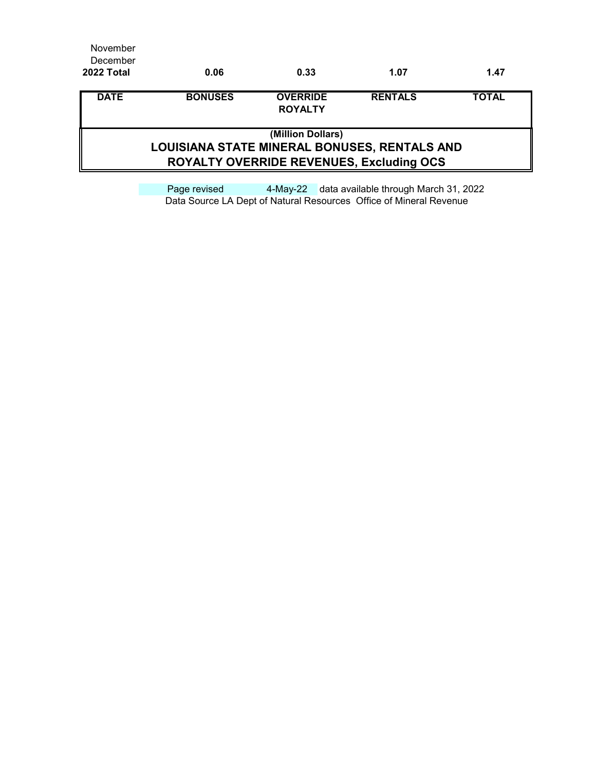| DATE | BONUSES | OVERRIDE ROYALTY | RENTALS | TOTAL |
|---|---|---|---|---|
| November | | | | |
| December | | | | |
| **2022 Total** | **0.06** | **0.33** | **1.07** | **1.47** |

**(Million Dollars)**

**LOUISIANA STATE MINERAL BONUSES, RENTALS AND ROYALTY OVERRIDE REVENUES, Excluding OCS**

Page revised 4-May-22 data available through March 31, 2022

Data Source LA Dept of Natural Resources Office of Mineral Revenue